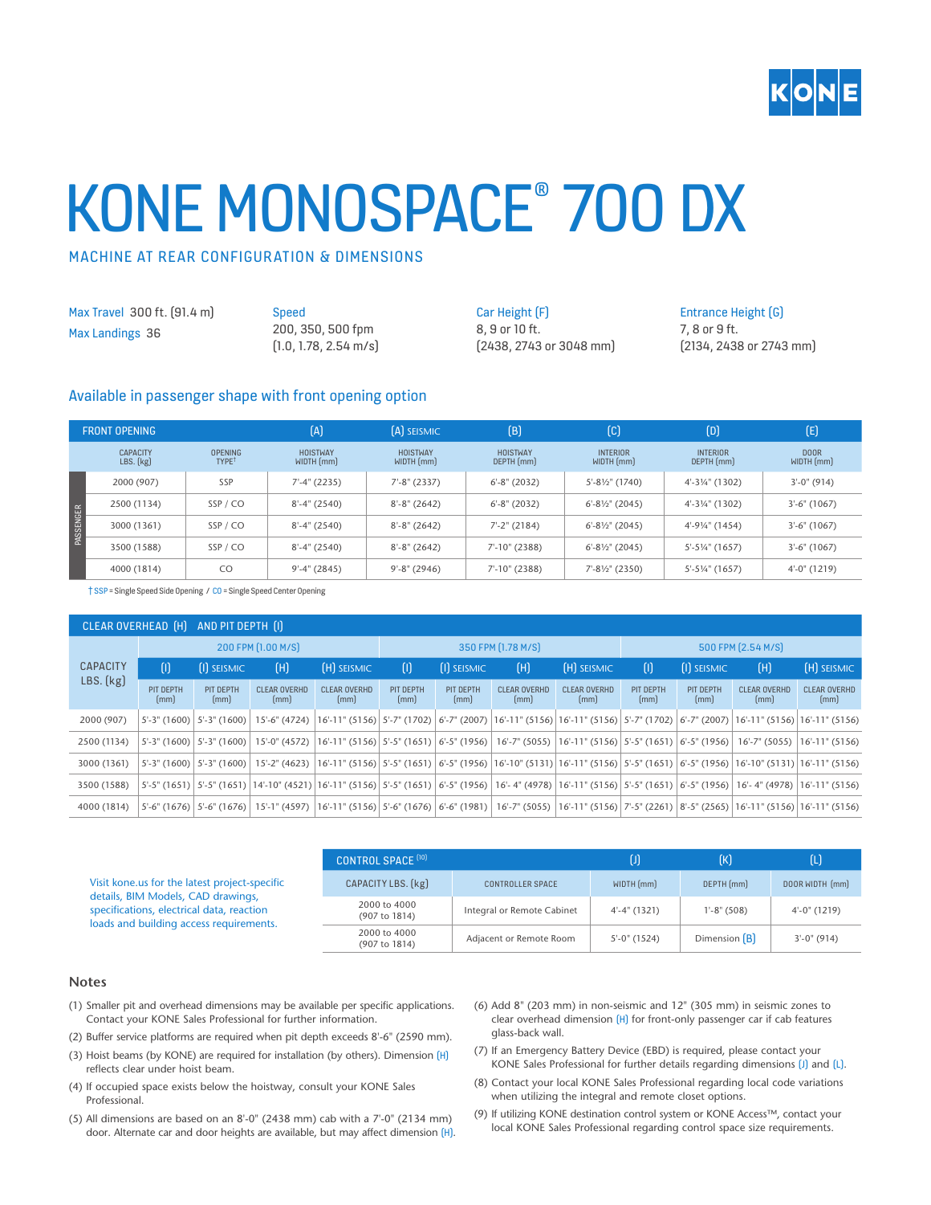KONE

# KONE MONOSPACE® 700 DX

## MACHINE AT REAR CONFIGURATION & DIMENSIONS

Max Travel 300 ft. (91.4 m)
Max Landings 36

Speed
200, 350, 500 fpm
(1.0, 1.78, 2.54 m/s)

Car Height (F)
8, 9 or 10 ft.
(2438, 2743 or 3048 mm)

Entrance Height (G)
7, 8 or 9 ft.
(2134, 2438 or 2743 mm)

### Available in passenger shape with front opening option

| FRONT OPENING | | | (A) | (A) SEISMIC | (B) | (C) | (D) | (E) |
|---|---|---|---|---|---|---|---|---|
| | CAPACITY LBS. (kg) | OPENING TYPE† | HOISTWAY WIDTH (mm) | HOISTWAY WIDTH (mm) | HOISTWAY DEPTH (mm) | INTERIOR WIDTH (mm) | INTERIOR DEPTH (mm) | DOOR WIDTH (mm) |
| PASSENGER | 2000 (907) | SSP | 7'-4" (2235) | 7'-8" (2337) | 6'-8" (2032) | 5'-8½" (1740) | 4'-3¼" (1302) | 3'-0" (914) |
| | 2500 (1134) | SSP / CO | 8'-4" (2540) | 8'-8" (2642) | 6'-8" (2032) | 6'-8½" (2045) | 4'-3¼" (1302) | 3'-6" (1067) |
| | 3000 (1361) | SSP / CO | 8'-4" (2540) | 8'-8" (2642) | 7'-2" (2184) | 6'-8½" (2045) | 4'-9¼" (1454) | 3'-6" (1067) |
| | 3500 (1588) | SSP / CO | 8'-4" (2540) | 8'-8" (2642) | 7'-10" (2388) | 6'-8½" (2045) | 5'-5¼" (1657) | 3'-6" (1067) |
| | 4000 (1814) | CO | 9'-4" (2845) | 9'-8" (2946) | 7'-10" (2388) | 7'-8½" (2350) | 5'-5¼" (1657) | 4'-0" (1219) |

† SSP = Single Speed Side Opening / CO = Single Speed Center Opening

| CLEAR OVERHEAD (H) AND PIT DEPTH (I) | 200 FPM (1.00 M/S) | | | | 350 FPM (1.78 M/S) | | | | 500 FPM (2.54 M/S) | | | |
|---|---|---|---|---|---|---|---|---|---|---|---|---|
| CAPACITY LBS. (kg) | (I) | (I) SEISMIC | (H) | (H) SEISMIC | (I) | (I) SEISMIC | (H) | (H) SEISMIC | (I) | (I) SEISMIC | (H) | (H) SEISMIC |
| | PIT DEPTH (mm) | PIT DEPTH (mm) | CLEAR OVERHD (mm) | CLEAR OVERHD (mm) | PIT DEPTH (mm) | PIT DEPTH (mm) | CLEAR OVERHD (mm) | CLEAR OVERHD (mm) | PIT DEPTH (mm) | PIT DEPTH (mm) | CLEAR OVERHD (mm) | CLEAR OVERHD (mm) |
| 2000 (907) | 5'-3" (1600) | 5'-3" (1600) | 15'-6" (4724) | 16'-11" (5156) | 5'-7" (1702) | 6'-7" (2007) | 16'-11" (5156) | 16'-11" (5156) | 5'-7" (1702) | 6'-7" (2007) | 16'-11" (5156) | 16'-11" (5156) |
| 2500 (1134) | 5'-3" (1600) | 5'-3" (1600) | 15'-0" (4572) | 16'-11" (5156) | 5'-5" (1651) | 6'-5" (1956) | 16'-7" (5055) | 16'-11" (5156) | 5'-5" (1651) | 6'-5" (1956) | 16'-7" (5055) | 16'-11" (5156) |
| 3000 (1361) | 5'-3" (1600) | 5'-3" (1600) | 15'-2" (4623) | 16'-11" (5156) | 5'-5" (1651) | 6'-5" (1956) | 16'-10" (5131) | 16'-11" (5156) | 5'-5" (1651) | 6'-5" (1956) | 16'-10" (5131) | 16'-11" (5156) |
| 3500 (1588) | 5'-5" (1651) | 5'-5" (1651) | 14'-10" (4521) | 16'-11" (5156) | 5'-5" (1651) | 6'-5" (1956) | 16'- 4" (4978) | 16'-11" (5156) | 5'-5" (1651) | 6'-5" (1956) | 16'- 4" (4978) | 16'-11" (5156) |
| 4000 (1814) | 5'-6" (1676) | 5'-6" (1676) | 15'-1" (4597) | 16'-11" (5156) | 5'-6" (1676) | 6'-6" (1981) | 16'-7" (5055) | 16'-11" (5156) | 7'-5" (2261) | 8'-5" (2565) | 16'-11" (5156) | 16'-11" (5156) |

Visit kone.us for the latest project-specific details, BIM Models, CAD drawings, specifications, electrical data, reaction loads and building access requirements.

| CONTROL SPACE (10) | | (J) | (K) | (L) |
|---|---|---|---|---|
| CAPACITY LBS. (kg) | CONTROLLER SPACE | WIDTH (mm) | DEPTH (mm) | DOOR WIDTH (mm) |
| 2000 to 4000 (907 to 1814) | Integral or Remote Cabinet | 4'-4" (1321) | 1'-8" (508) | 4'-0" (1219) |
| 2000 to 4000 (907 to 1814) | Adjacent or Remote Room | 5'-0" (1524) | Dimension (B) | 3'-0" (914) |

### Notes

(1) Smaller pit and overhead dimensions may be available per specific applications. Contact your KONE Sales Professional for further information.

(2) Buffer service platforms are required when pit depth exceeds 8'-6" (2590 mm).

(3) Hoist beams (by KONE) are required for installation (by others). Dimension (H) reflects clear under hoist beam.

(4) If occupied space exists below the hoistway, consult your KONE Sales Professional.

(5) All dimensions are based on an 8'-0" (2438 mm) cab with a 7'-0" (2134 mm) door. Alternate car and door heights are available, but may affect dimension (H).

(6) Add 8" (203 mm) in non-seismic and 12" (305 mm) in seismic zones to clear overhead dimension (H) for front-only passenger car if cab features glass-back wall.

(7) If an Emergency Battery Device (EBD) is required, please contact your KONE Sales Professional for further details regarding dimensions (J) and (L).

(8) Contact your local KONE Sales Professional regarding local code variations when utilizing the integral and remote closet options.

(9) If utilizing KONE destination control system or KONE Access™, contact your local KONE Sales Professional regarding control space size requirements.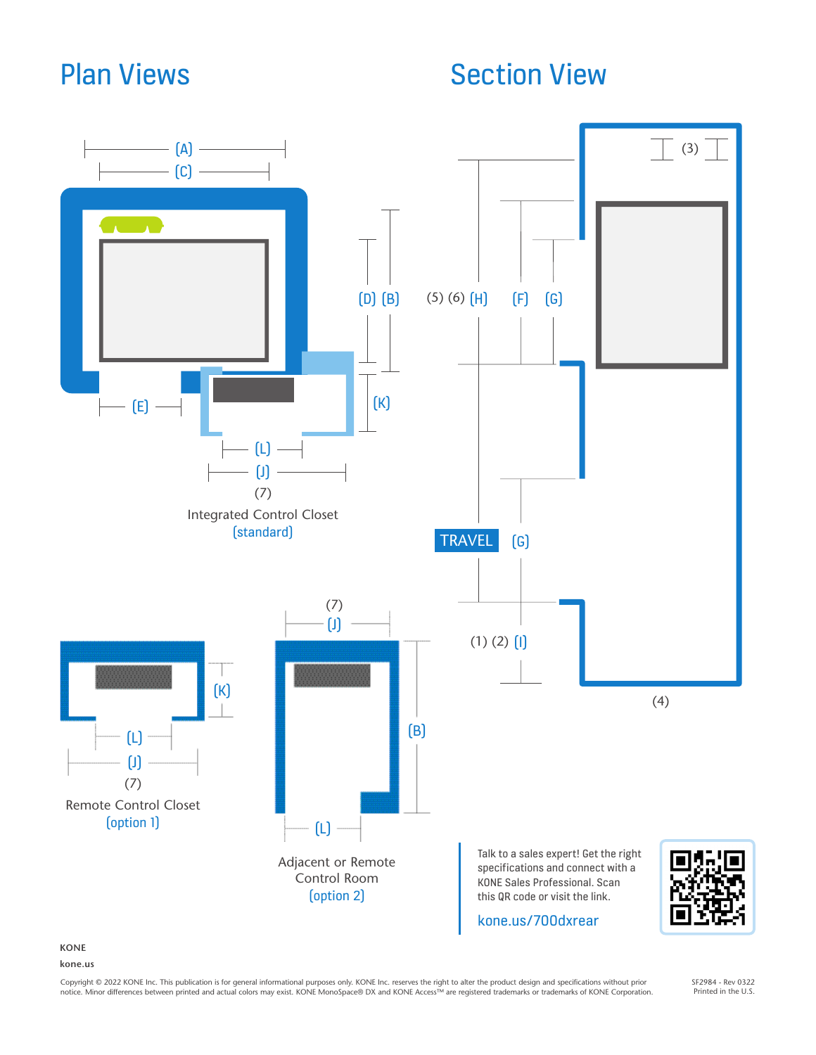## Plan Views

[A]

[C]

[D] [B]

[E]

[K]

[L]

[J]

(7)

Integrated Control Closet
[standard]

[K]

[L]

[J]

(7)

Remote Control Closet
[option 1]

(7)

[J]

[B]

[L]

Adjacent or Remote Control Room
[option 2]

## Section View

(3)

(5) (6) [H]

[F]

[G]

TRAVEL

[G]

(1) (2) [I]

(4)

Talk to a sales expert! Get the right specifications and connect with a KONE Sales Professional. Scan this QR code or visit the link.

kone.us/700dxrear

KONE

kone.us

Copyright © 2022 KONE Inc. This publication is for general informational purposes only. KONE Inc. reserves the right to alter the product design and specifications without prior notice. Minor differences between printed and actual colors may exist. KONE MonoSpace® DX and KONE Access™ are registered trademarks or trademarks of KONE Corporation.

SF2984 - Rev 0322
Printed in the U.S.